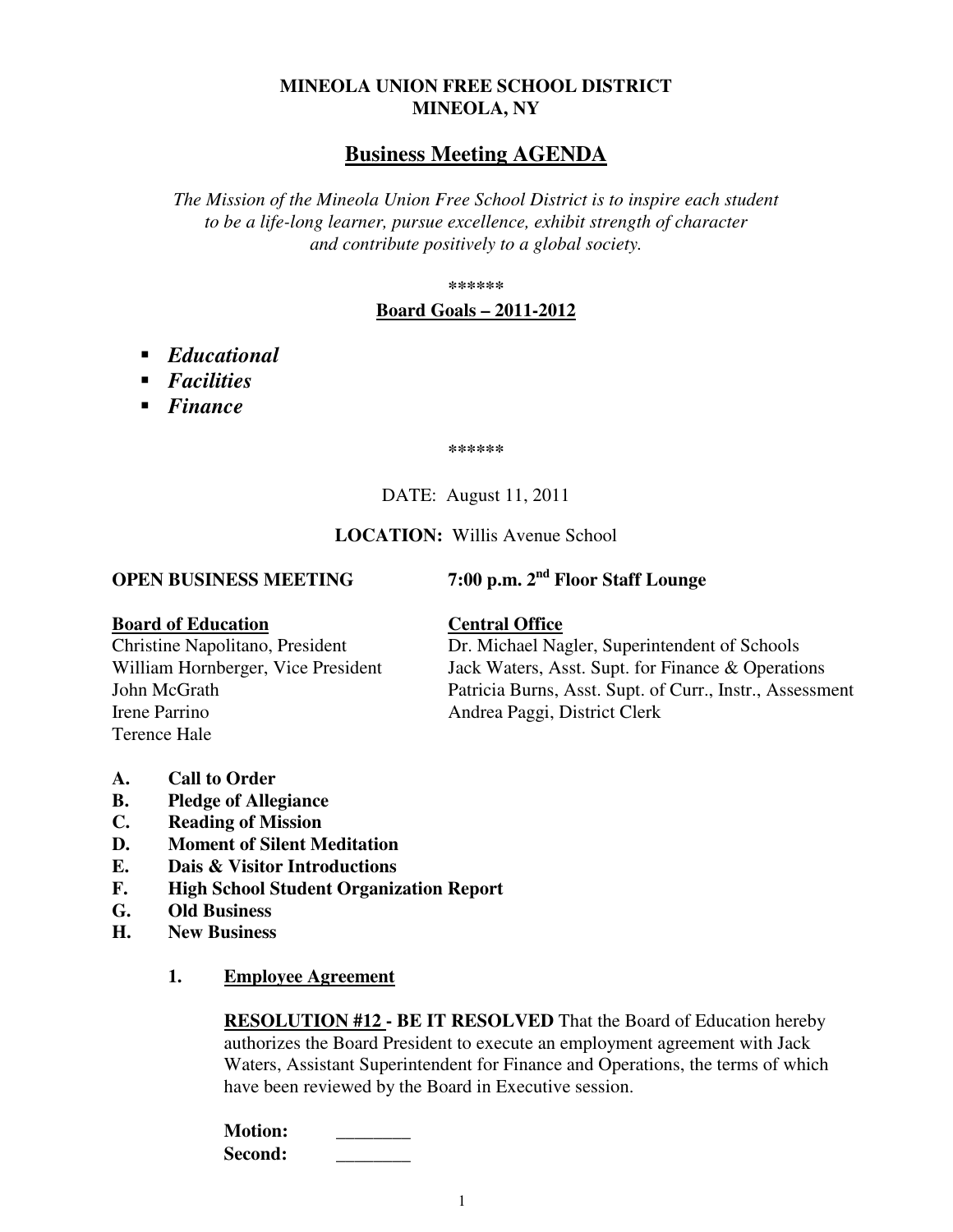**MINEOLA UNION FREE SCHOOL DISTRICT**
**MINEOLA, NY**

# Business Meeting AGENDA

*The Mission of the Mineola Union Free School District is to inspire each student to be a life-long learner, pursue excellence, exhibit strength of character and contribute positively to a global society.*

******

**Board Goals – 2011-2012**

- ***Educational***
- ***Facilities***
- ***Finance***

******

DATE: August 11, 2011

**LOCATION:** Willis Avenue School

**OPEN BUSINESS MEETING** **7:00 p.m. 2nd Floor Staff Lounge**

**Board of Education**
Christine Napolitano, President
William Hornberger, Vice President
John McGrath
Irene Parrino
Terence Hale

**Central Office**
Dr. Michael Nagler, Superintendent of Schools
Jack Waters, Asst. Supt. for Finance & Operations
Patricia Burns, Asst. Supt. of Curr., Instr., Assessment
Andrea Paggi, District Clerk

**A. Call to Order**
**B. Pledge of Allegiance**
**C. Reading of Mission**
**D. Moment of Silent Meditation**
**E. Dais & Visitor Introductions**
**F. High School Student Organization Report**
**G. Old Business**
**H. New Business**

**1. Employee Agreement**

**RESOLUTION #12 - BE IT RESOLVED** That the Board of Education hereby authorizes the Board President to execute an employment agreement with Jack Waters, Assistant Superintendent for Finance and Operations, the terms of which have been reviewed by the Board in Executive session.

**Motion:** ________
**Second:** ________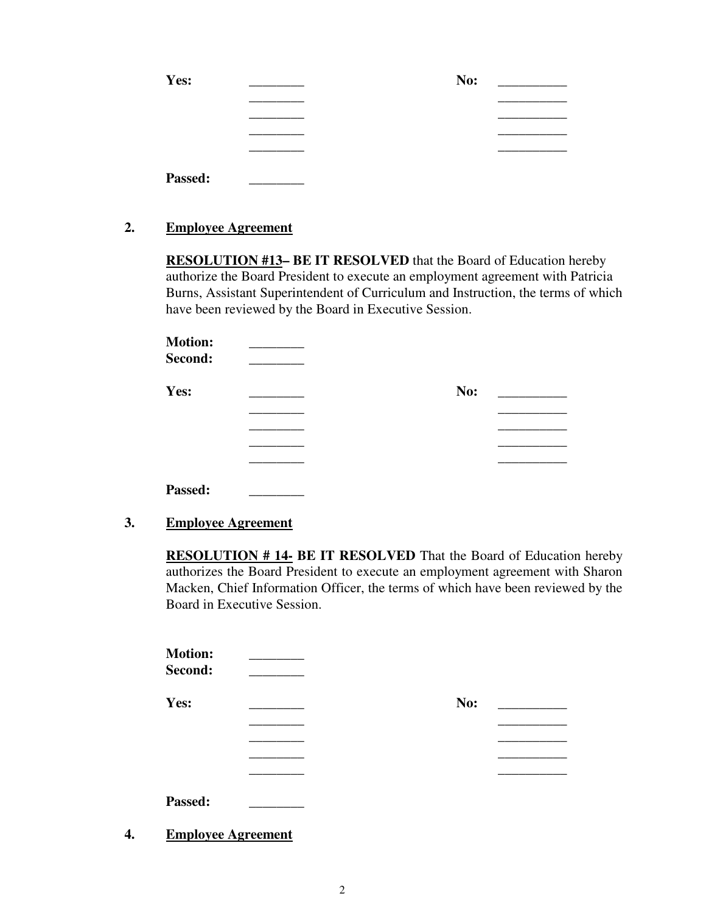**Yes:** ________ **No:** __________

________ __________

________ __________

________ __________

________ __________

**Passed:** ________

2. **Employee Agreement**

**RESOLUTION #13– BE IT RESOLVED** that the Board of Education hereby authorize the Board President to execute an employment agreement with Patricia Burns, Assistant Superintendent of Curriculum and Instruction, the terms of which have been reviewed by the Board in Executive Session.

**Motion:** ________
**Second:** ________

**Yes:** ________ **No:** __________

________ __________

________ __________

________ __________

________ __________

**Passed:** ________

3. **Employee Agreement**

**RESOLUTION # 14- BE IT RESOLVED** That the Board of Education hereby authorizes the Board President to execute an employment agreement with Sharon Macken, Chief Information Officer, the terms of which have been reviewed by the Board in Executive Session.

**Motion:** ________
**Second:** ________

**Yes:** ________ **No:** __________

________ __________

________ __________

________ __________

________ __________

**Passed:** ________

4. **Employee Agreement**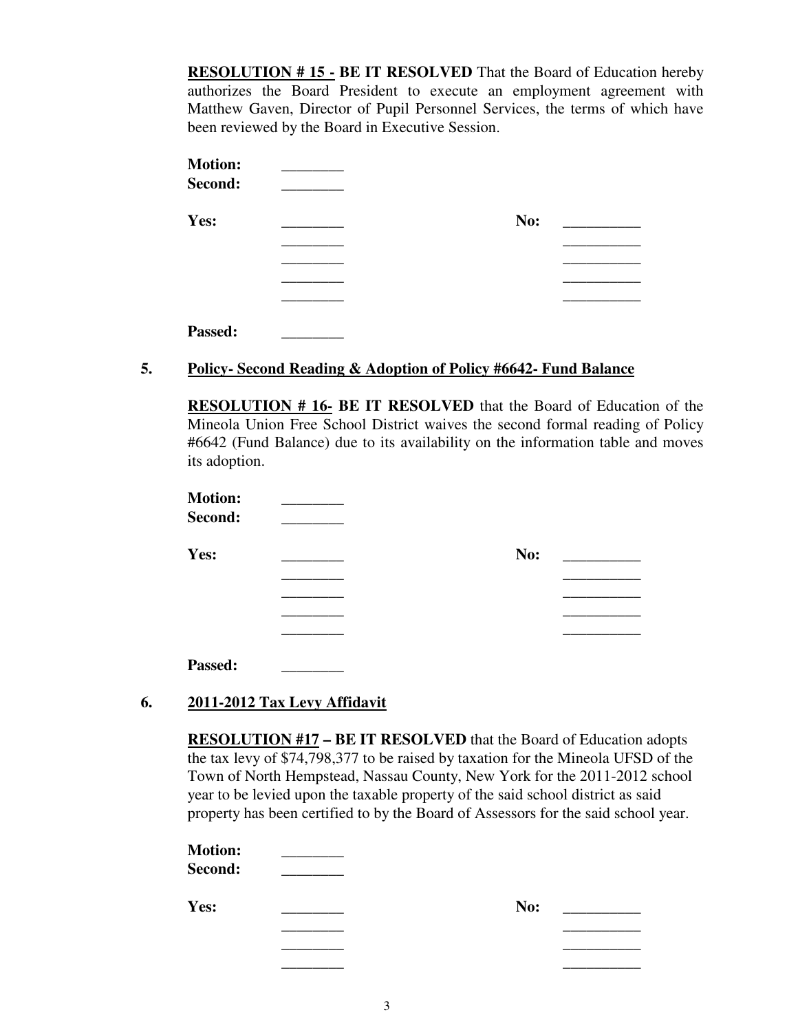**RESOLUTION # 15 - BE IT RESOLVED** That the Board of Education hereby authorizes the Board President to execute an employment agreement with Matthew Gaven, Director of Pupil Personnel Services, the terms of which have been reviewed by the Board in Executive Session.

**Motion:** ________
**Second:** ________

| **Yes:** | ________ | **No:** | __________ |
|---|---|---|---|
| | ________ | | __________ |
| | ________ | | __________ |
| | ________ | | __________ |
| | ________ | | __________ |

**Passed:** ________

**5. Policy- Second Reading & Adoption of Policy #6642- Fund Balance**

**RESOLUTION # 16- BE IT RESOLVED** that the Board of Education of the Mineola Union Free School District waives the second formal reading of Policy #6642 (Fund Balance) due to its availability on the information table and moves its adoption.

**Motion:** ________
**Second:** ________

| **Yes:** | ________ | **No:** | __________ |
|---|---|---|---|
| | ________ | | __________ |
| | ________ | | __________ |
| | ________ | | __________ |
| | ________ | | __________ |

**Passed:** ________

**6. 2011-2012 Tax Levy Affidavit**

**RESOLUTION #17 – BE IT RESOLVED** that the Board of Education adopts the tax levy of $74,798,377 to be raised by taxation for the Mineola UFSD of the Town of North Hempstead, Nassau County, New York for the 2011-2012 school year to be levied upon the taxable property of the said school district as said property has been certified to by the Board of Assessors for the said school year.

**Motion:** ________
**Second:** ________

| **Yes:** | ________ | **No:** | __________ |
|---|---|---|---|
| | ________ | | __________ |
| | ________ | | __________ |
| | ________ | | __________ |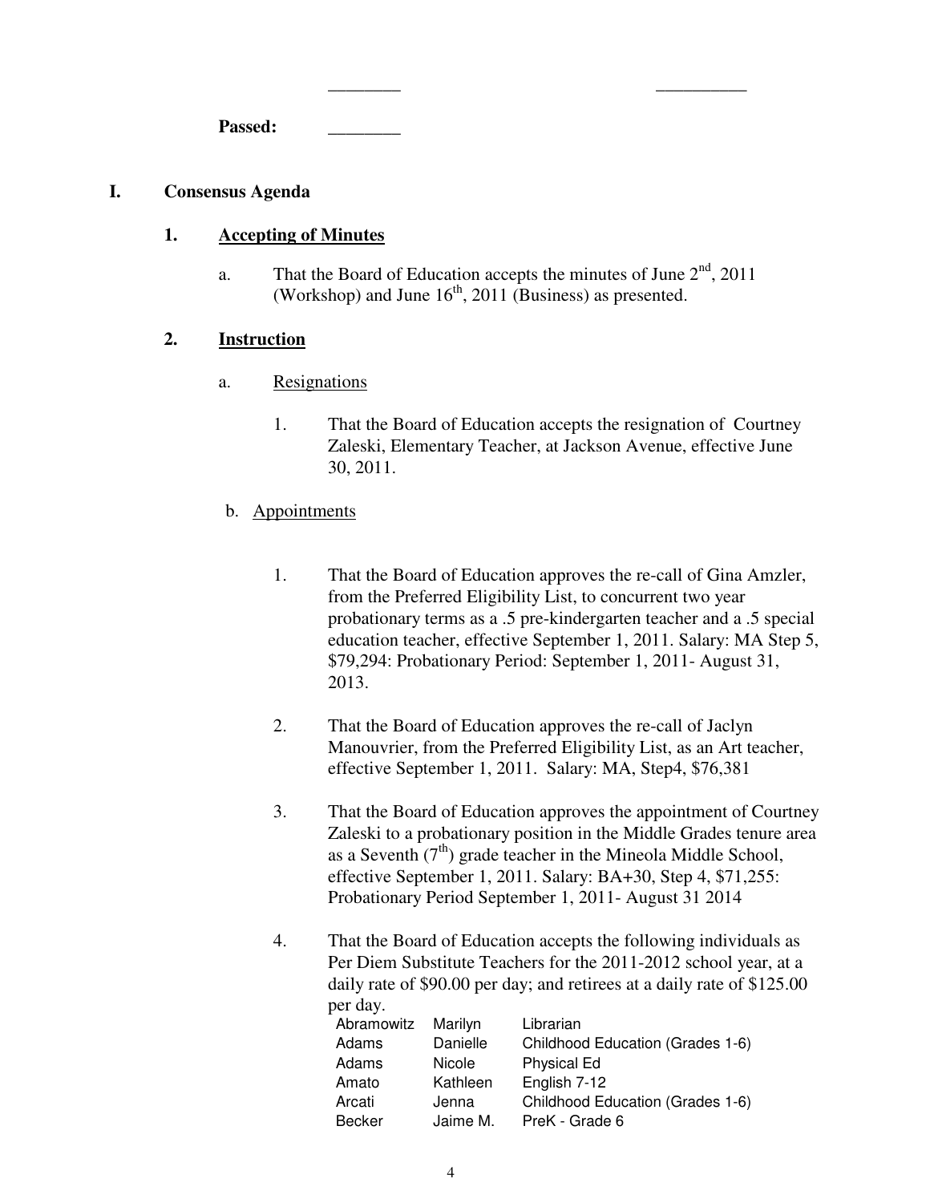________ __________

**Passed:** ________

## I. Consensus Agenda

### 1. Accepting of Minutes

a. That the Board of Education accepts the minutes of June 2nd, 2011 (Workshop) and June 16th, 2011 (Business) as presented.

### 2. Instruction

a. Resignations

1. That the Board of Education accepts the resignation of Courtney Zaleski, Elementary Teacher, at Jackson Avenue, effective June 30, 2011.

b. Appointments

1. That the Board of Education approves the re-call of Gina Amzler, from the Preferred Eligibility List, to concurrent two year probationary terms as a .5 pre-kindergarten teacher and a .5 special education teacher, effective September 1, 2011. Salary: MA Step 5, $79,294: Probationary Period: September 1, 2011- August 31, 2013.

2. That the Board of Education approves the re-call of Jaclyn Manouvrier, from the Preferred Eligibility List, as an Art teacher, effective September 1, 2011. Salary: MA, Step4, $76,381

3. That the Board of Education approves the appointment of Courtney Zaleski to a probationary position in the Middle Grades tenure area as a Seventh (7th) grade teacher in the Mineola Middle School, effective September 1, 2011. Salary: BA+30, Step 4, $71,255: Probationary Period September 1, 2011- August 31 2014

4. That the Board of Education accepts the following individuals as Per Diem Substitute Teachers for the 2011-2012 school year, at a daily rate of $90.00 per day; and retirees at a daily rate of $125.00 per day.

| | | |
|---|---|---|
| Abramowitz | Marilyn | Librarian |
| Adams | Danielle | Childhood Education (Grades 1-6) |
| Adams | Nicole | Physical Ed |
| Amato | Kathleen | English 7-12 |
| Arcati | Jenna | Childhood Education (Grades 1-6) |
| Becker | Jaime M. | PreK - Grade 6 |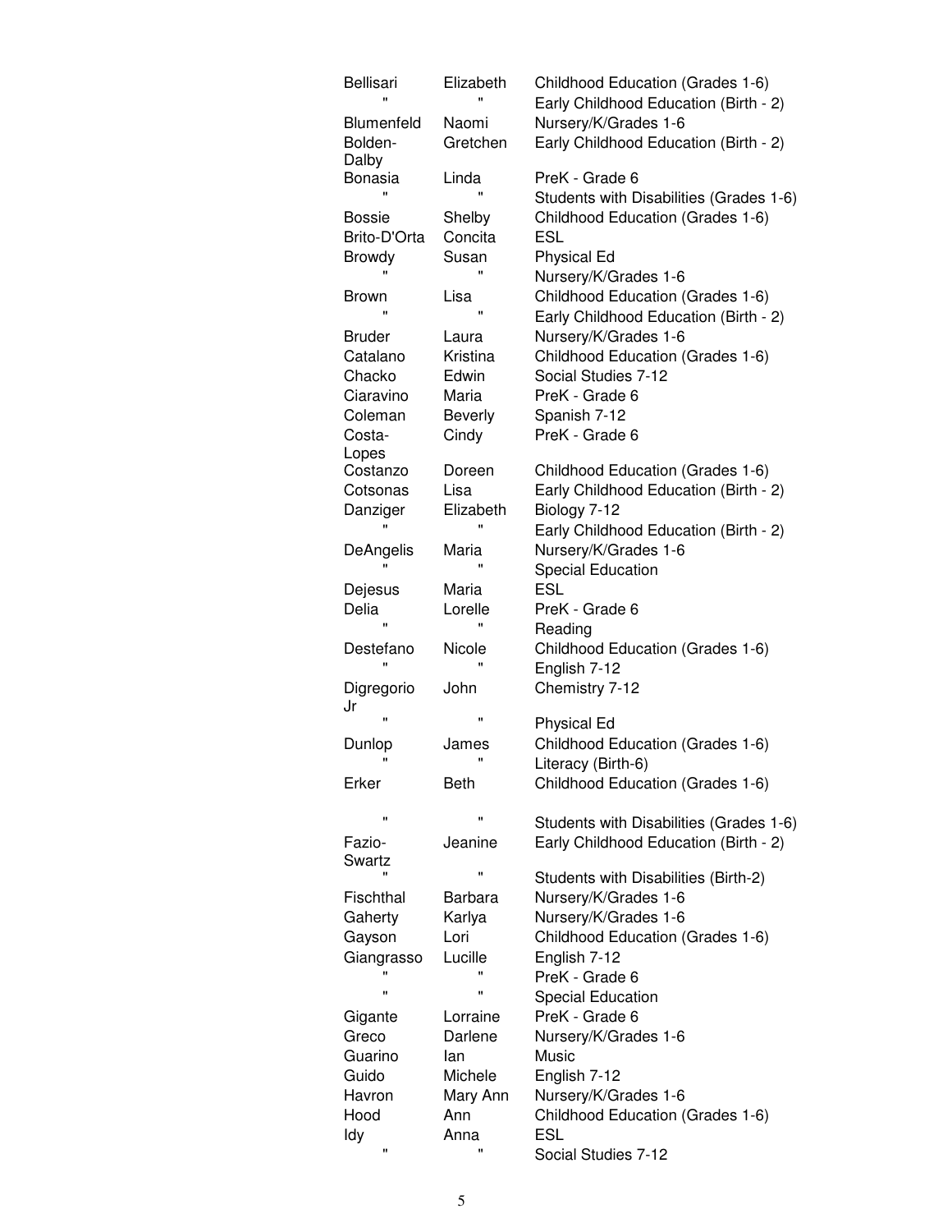| | | |
|---|---|---|
| Bellisari | Elizabeth | Childhood Education (Grades 1-6) |
| " | " | Early Childhood Education (Birth - 2) |
| Blumenfeld | Naomi | Nursery/K/Grades 1-6 |
| Bolden-Dalby | Gretchen | Early Childhood Education (Birth - 2) |
| Bonasia | Linda | PreK - Grade 6 |
| " | " | Students with Disabilities (Grades 1-6) |
| Bossie | Shelby | Childhood Education (Grades 1-6) |
| Brito-D'Orta | Concita | ESL |
| Browdy | Susan | Physical Ed |
| " | " | Nursery/K/Grades 1-6 |
| Brown | Lisa | Childhood Education (Grades 1-6) |
| " | " | Early Childhood Education (Birth - 2) |
| Bruder | Laura | Nursery/K/Grades 1-6 |
| Catalano | Kristina | Childhood Education (Grades 1-6) |
| Chacko | Edwin | Social Studies 7-12 |
| Ciaravino | Maria | PreK - Grade 6 |
| Coleman | Beverly | Spanish 7-12 |
| Costa-Lopes | Cindy | PreK - Grade 6 |
| Costanzo | Doreen | Childhood Education (Grades 1-6) |
| Cotsonas | Lisa | Early Childhood Education (Birth - 2) |
| Danziger | Elizabeth | Biology 7-12 |
| " | " | Early Childhood Education (Birth - 2) |
| DeAngelis | Maria | Nursery/K/Grades 1-6 |
| " | " | Special Education |
| Dejesus | Maria | ESL |
| Delia | Lorelle | PreK - Grade 6 |
| " | " | Reading |
| Destefano | Nicole | Childhood Education (Grades 1-6) |
| " | " | English 7-12 |
| Digregorio Jr | John | Chemistry 7-12 |
| " | " | Physical Ed |
| Dunlop | James | Childhood Education (Grades 1-6) |
| " | " | Literacy (Birth-6) |
| Erker | Beth | Childhood Education (Grades 1-6) |
| " | " | Students with Disabilities (Grades 1-6) |
| Fazio-Swartz | Jeanine | Early Childhood Education (Birth - 2) |
| " | " | Students with Disabilities (Birth-2) |
| Fischthal | Barbara | Nursery/K/Grades 1-6 |
| Gaherty | Karlya | Nursery/K/Grades 1-6 |
| Gayson | Lori | Childhood Education (Grades 1-6) |
| Giangrasso | Lucille | English 7-12 |
| " | " | PreK - Grade 6 |
| " | " | Special Education |
| Gigante | Lorraine | PreK - Grade 6 |
| Greco | Darlene | Nursery/K/Grades 1-6 |
| Guarino | Ian | Music |
| Guido | Michele | English 7-12 |
| Havron | Mary Ann | Nursery/K/Grades 1-6 |
| Hood | Ann | Childhood Education (Grades 1-6) |
| Idy | Anna | ESL |
| " | " | Social Studies 7-12 |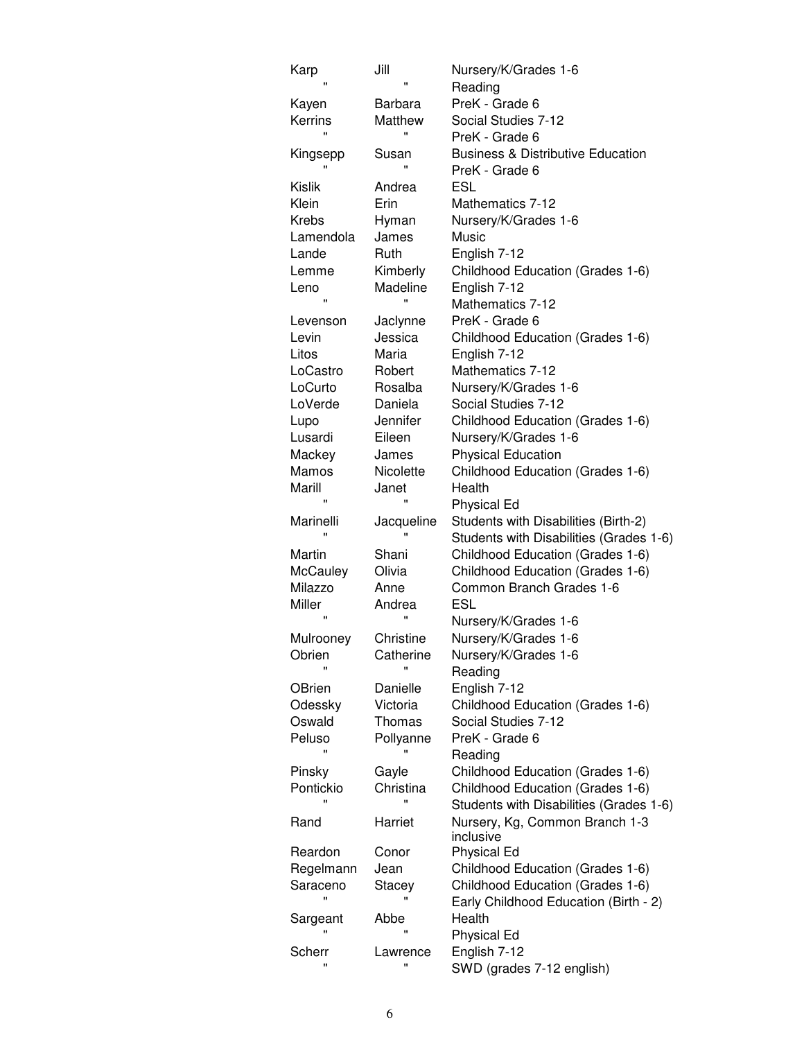| | | |
|---|---|---|
| Karp | Jill | Nursery/K/Grades 1-6 |
| " | " | Reading |
| Kayen | Barbara | PreK - Grade 6 |
| Kerrins | Matthew | Social Studies 7-12 |
| " | " | PreK - Grade 6 |
| Kingsepp | Susan | Business & Distributive Education |
| " | " | PreK - Grade 6 |
| Kislik | Andrea | ESL |
| Klein | Erin | Mathematics 7-12 |
| Krebs | Hyman | Nursery/K/Grades 1-6 |
| Lamendola | James | Music |
| Lande | Ruth | English 7-12 |
| Lemme | Kimberly | Childhood Education (Grades 1-6) |
| Leno | Madeline | English 7-12 |
| " | " | Mathematics 7-12 |
| Levenson | Jaclynne | PreK - Grade 6 |
| Levin | Jessica | Childhood Education (Grades 1-6) |
| Litos | Maria | English 7-12 |
| LoCastro | Robert | Mathematics 7-12 |
| LoCurto | Rosalba | Nursery/K/Grades 1-6 |
| LoVerde | Daniela | Social Studies 7-12 |
| Lupo | Jennifer | Childhood Education (Grades 1-6) |
| Lusardi | Eileen | Nursery/K/Grades 1-6 |
| Mackey | James | Physical Education |
| Mamos | Nicolette | Childhood Education (Grades 1-6) |
| Marill | Janet | Health |
| " | " | Physical Ed |
| Marinelli | Jacqueline | Students with Disabilities (Birth-2) |
| " | " | Students with Disabilities (Grades 1-6) |
| Martin | Shani | Childhood Education (Grades 1-6) |
| McCauley | Olivia | Childhood Education (Grades 1-6) |
| Milazzo | Anne | Common Branch Grades 1-6 |
| Miller | Andrea | ESL |
| " | " | Nursery/K/Grades 1-6 |
| Mulrooney | Christine | Nursery/K/Grades 1-6 |
| Obrien | Catherine | Nursery/K/Grades 1-6 |
| " | " | Reading |
| OBrien | Danielle | English 7-12 |
| Odessky | Victoria | Childhood Education (Grades 1-6) |
| Oswald | Thomas | Social Studies 7-12 |
| Peluso | Pollyanne | PreK - Grade 6 |
| " | " | Reading |
| Pinsky | Gayle | Childhood Education (Grades 1-6) |
| Pontickio | Christina | Childhood Education (Grades 1-6) |
| " | " | Students with Disabilities (Grades 1-6) |
| Rand | Harriet | Nursery, Kg, Common Branch 1-3 inclusive |
| Reardon | Conor | Physical Ed |
| Regelmann | Jean | Childhood Education (Grades 1-6) |
| Saraceno | Stacey | Childhood Education (Grades 1-6) |
| " | " | Early Childhood Education (Birth - 2) |
| Sargeant | Abbe | Health |
| " | " | Physical Ed |
| Scherr | Lawrence | English 7-12 |
| " | " | SWD (grades 7-12 english) |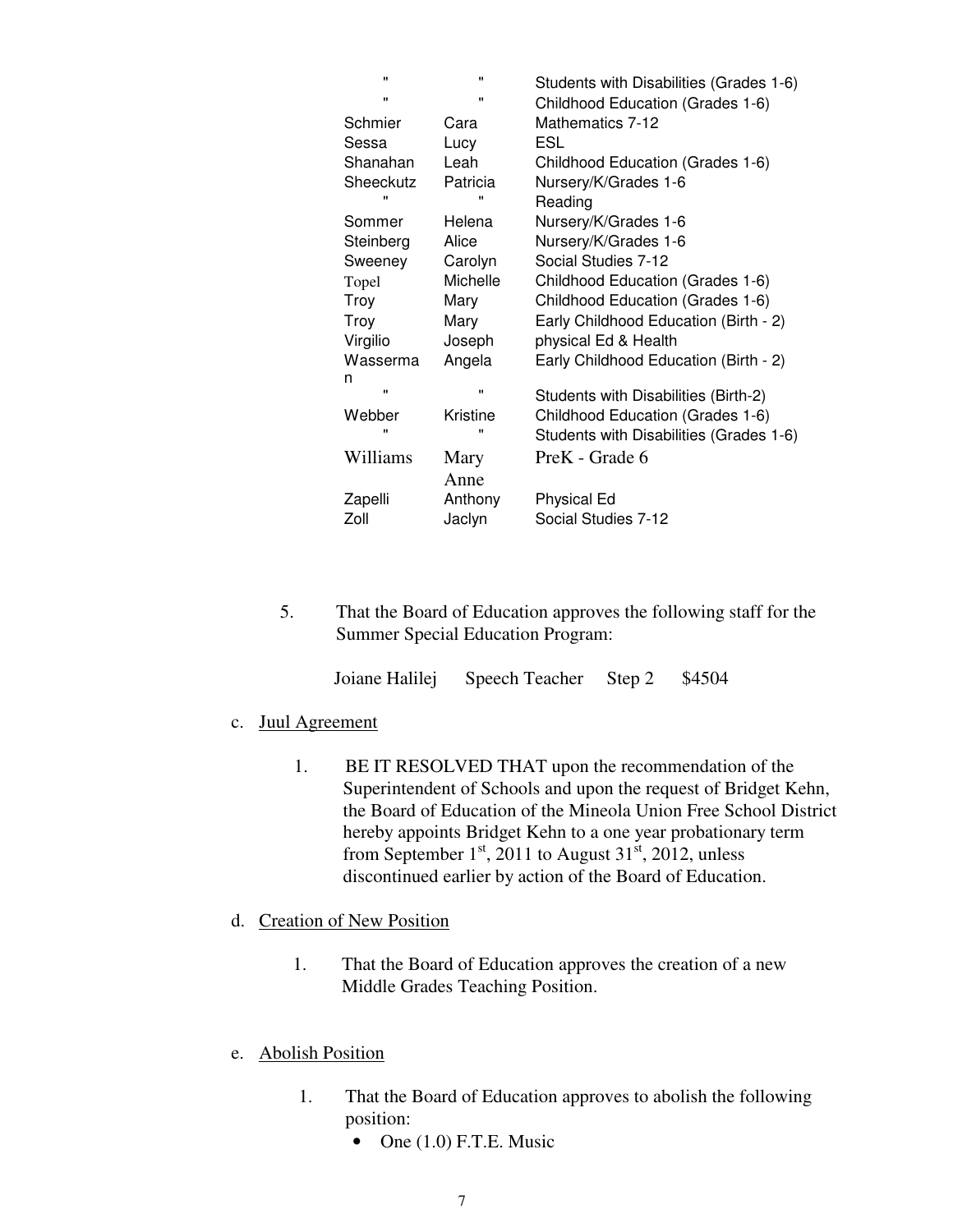| | | |
|---|---|---|
| " | " | Students with Disabilities (Grades 1-6) |
| " | " | Childhood Education (Grades 1-6) |
| Schmier | Cara | Mathematics 7-12 |
| Sessa | Lucy | ESL |
| Shanahan | Leah | Childhood Education (Grades 1-6) |
| Sheeckutz | Patricia | Nursery/K/Grades 1-6 |
| " | " | Reading |
| Sommer | Helena | Nursery/K/Grades 1-6 |
| Steinberg | Alice | Nursery/K/Grades 1-6 |
| Sweeney | Carolyn | Social Studies 7-12 |
| Topel | Michelle | Childhood Education (Grades 1-6) |
| Troy | Mary | Childhood Education (Grades 1-6) |
| Troy | Mary | Early Childhood Education (Birth - 2) |
| Virgilio | Joseph | physical Ed & Health |
| Wasserman | Angela | Early Childhood Education (Birth - 2) |
| " | " | Students with Disabilities (Birth-2) |
| Webber | Kristine | Childhood Education (Grades 1-6) |
| " | " | Students with Disabilities (Grades 1-6) |
| Williams | Mary Anne | PreK - Grade 6 |
| Zapelli | Anthony | Physical Ed |
| Zoll | Jaclyn | Social Studies 7-12 |

5. That the Board of Education approves the following staff for the Summer Special Education Program:

   Joiane Halilej Speech Teacher Step 2 $4504

c. Juul Agreement

   1. BE IT RESOLVED THAT upon the recommendation of the Superintendent of Schools and upon the request of Bridget Kehn, the Board of Education of the Mineola Union Free School District hereby appoints Bridget Kehn to a one year probationary term from September 1st, 2011 to August 31st, 2012, unless discontinued earlier by action of the Board of Education.

d. Creation of New Position

   1. That the Board of Education approves the creation of a new Middle Grades Teaching Position.

e. Abolish Position

   1. That the Board of Education approves to abolish the following position:
      - One (1.0) F.T.E. Music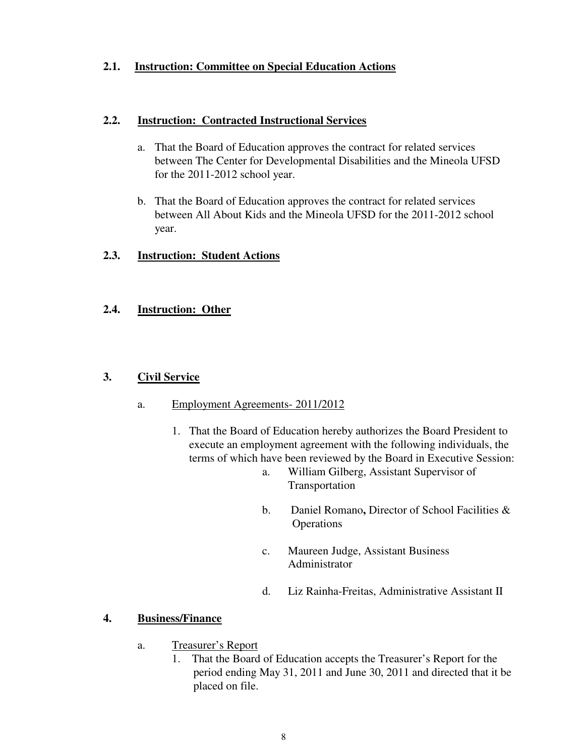**2.1. Instruction: Committee on Special Education Actions**

**2.2. Instruction: Contracted Instructional Services**

a. That the Board of Education approves the contract for related services between The Center for Developmental Disabilities and the Mineola UFSD for the 2011-2012 school year.

b. That the Board of Education approves the contract for related services between All About Kids and the Mineola UFSD for the 2011-2012 school year.

**2.3. Instruction: Student Actions**

**2.4. Instruction: Other**

**3. Civil Service**

a. Employment Agreements- 2011/2012

1. That the Board of Education hereby authorizes the Board President to execute an employment agreement with the following individuals, the terms of which have been reviewed by the Board in Executive Session:

   a. William Gilberg, Assistant Supervisor of Transportation

   b. Daniel Romano**,** Director of School Facilities & Operations

   c. Maureen Judge, Assistant Business Administrator

   d. Liz Rainha-Freitas, Administrative Assistant II

**4. Business/Finance**

a. Treasurer's Report

1. That the Board of Education accepts the Treasurer's Report for the period ending May 31, 2011 and June 30, 2011 and directed that it be placed on file.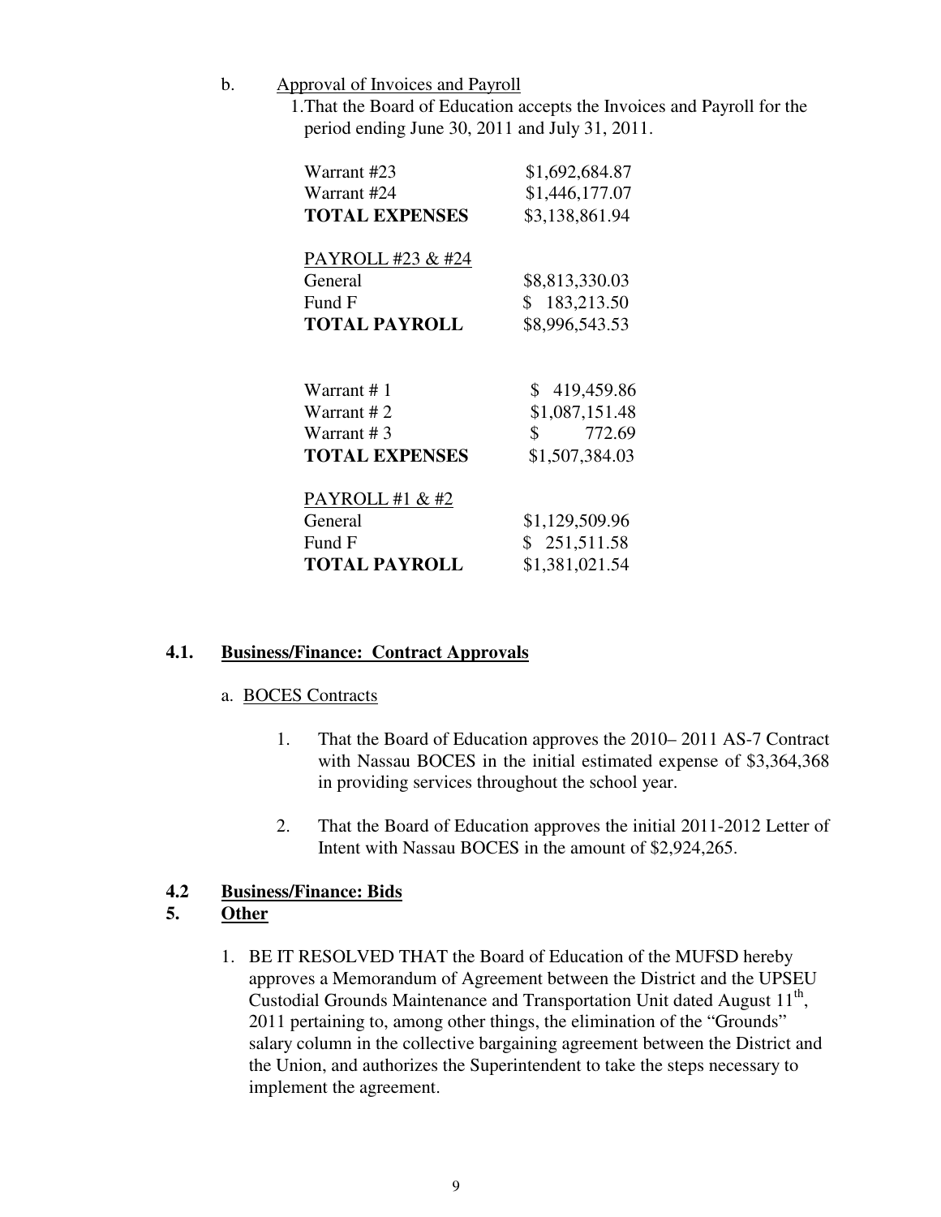b. Approval of Invoices and Payroll

1. That the Board of Education accepts the Invoices and Payroll for the period ending June 30, 2011 and July 31, 2011.

| | |
|---|---|
| Warrant #23 | $1,692,684.87 |
| Warrant #24 | $1,446,177.07 |
| **TOTAL EXPENSES** | $3,138,861.94 |
| PAYROLL #23 & #24 | |
| General | $8,813,330.03 |
| Fund F | $ 183,213.50 |
| **TOTAL PAYROLL** | $8,996,543.53 |

| | |
|---|---|
| Warrant # 1 | $ 419,459.86 |
| Warrant # 2 | $1,087,151.48 |
| Warrant # 3 | $ 772.69 |
| **TOTAL EXPENSES** | $1,507,384.03 |
| PAYROLL #1 & #2 | |
| General | $1,129,509.96 |
| Fund F | $ 251,511.58 |
| **TOTAL PAYROLL** | $1,381,021.54 |

## 4.1. Business/Finance: Contract Approvals

a. BOCES Contracts

1. That the Board of Education approves the 2010– 2011 AS-7 Contract with Nassau BOCES in the initial estimated expense of $3,364,368 in providing services throughout the school year.

2. That the Board of Education approves the initial 2011-2012 Letter of Intent with Nassau BOCES in the amount of $2,924,265.

## 4.2 Business/Finance: Bids

## 5. Other

1. BE IT RESOLVED THAT the Board of Education of the MUFSD hereby approves a Memorandum of Agreement between the District and the UPSEU Custodial Grounds Maintenance and Transportation Unit dated August 11th, 2011 pertaining to, among other things, the elimination of the "Grounds" salary column in the collective bargaining agreement between the District and the Union, and authorizes the Superintendent to take the steps necessary to implement the agreement.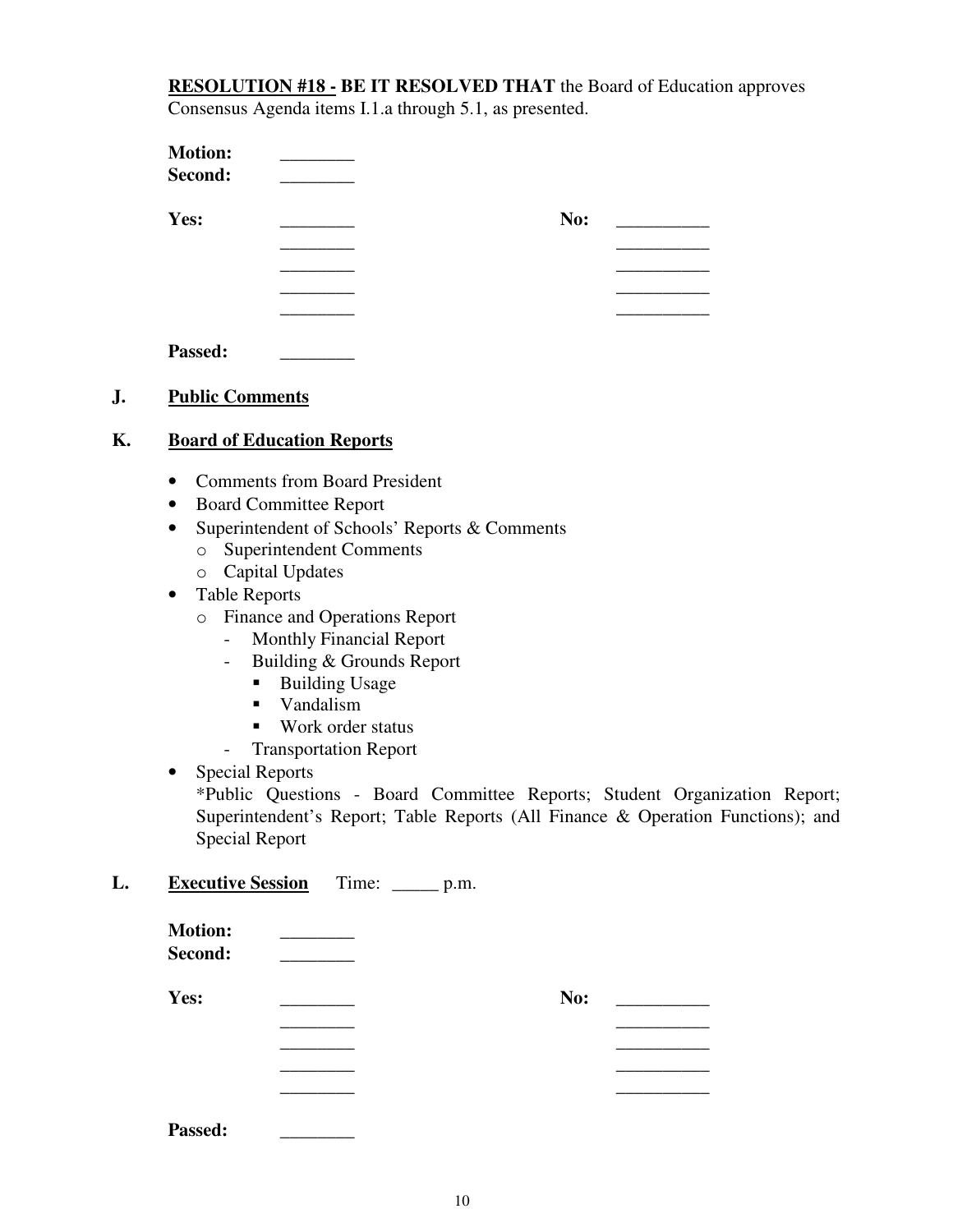**RESOLUTION #18 - BE IT RESOLVED THAT** the Board of Education approves Consensus Agenda items I.1.a through 5.1, as presented.

**Motion:** ________
**Second:** ________

| **Yes:** | ________ | **No:** | __________ |
|---|---|---|---|
| | ________ | | __________ |
| | ________ | | __________ |
| | ________ | | __________ |
| | ________ | | __________ |

**Passed:** ________

## J. Public Comments

## K. Board of Education Reports

- Comments from Board President
- Board Committee Report
- Superintendent of Schools' Reports & Comments
  - Superintendent Comments
  - Capital Updates
- Table Reports
  - Finance and Operations Report
    - Monthly Financial Report
    - Building & Grounds Report
      - Building Usage
      - Vandalism
      - Work order status
    - Transportation Report
- Special Reports

  *Public Questions - Board Committee Reports; Student Organization Report; Superintendent's Report; Table Reports (All Finance & Operation Functions); and Special Report

## L. Executive Session Time: _____ p.m.

**Motion:** ________
**Second:** ________

| **Yes:** | ________ | **No:** | __________ |
|---|---|---|---|
| | ________ | | __________ |
| | ________ | | __________ |
| | ________ | | __________ |
| | ________ | | __________ |

**Passed:** ________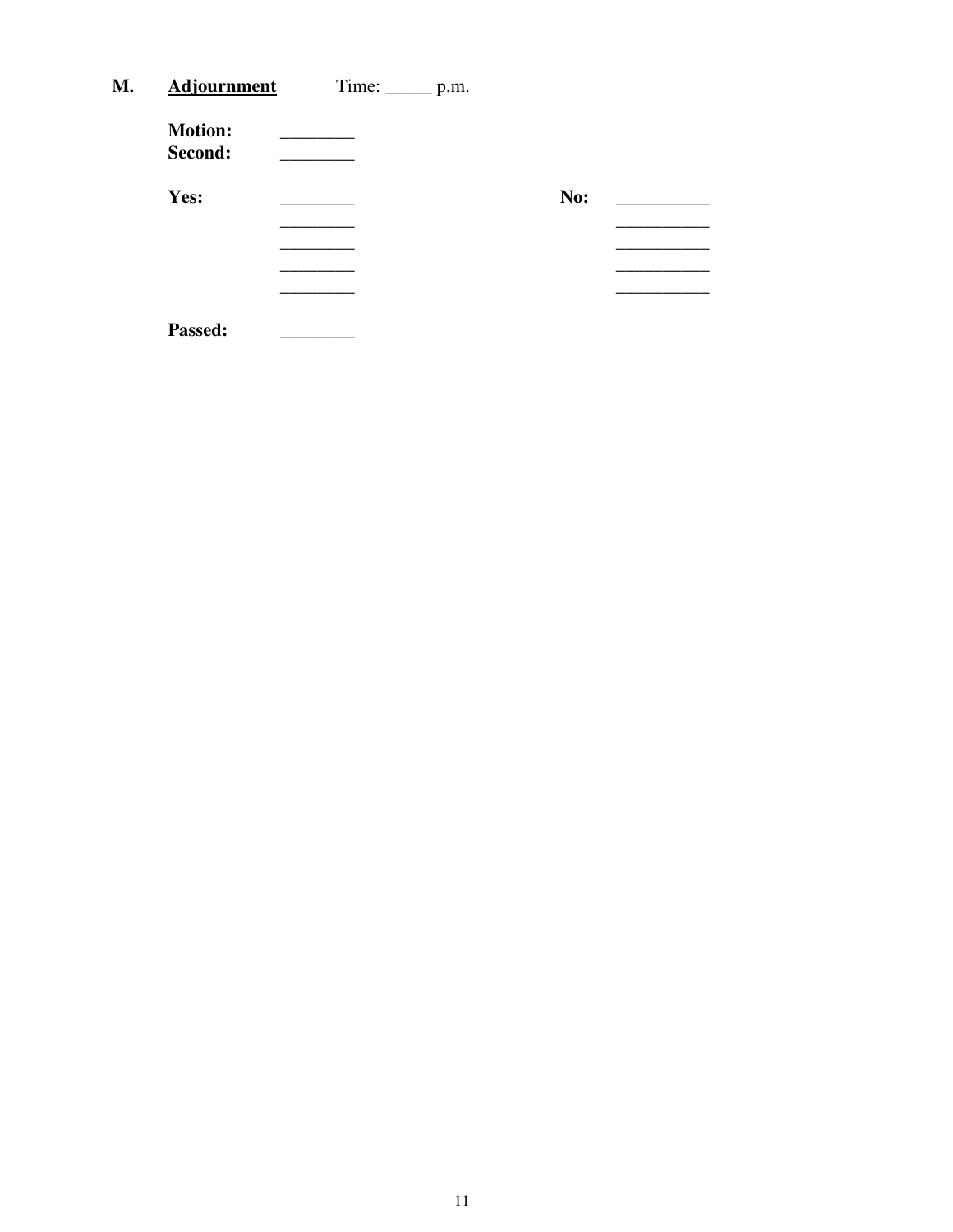**M.** **<u>Adjournment</u>** Time: _____ p.m.

**Motion:** ________
**Second:** ________

| | | | |
|---|---|---|---|
| **Yes:** | ________ | **No:** | __________ |
| | ________ | | __________ |
| | ________ | | __________ |
| | ________ | | __________ |
| | ________ | | __________ |

**Passed:** ________